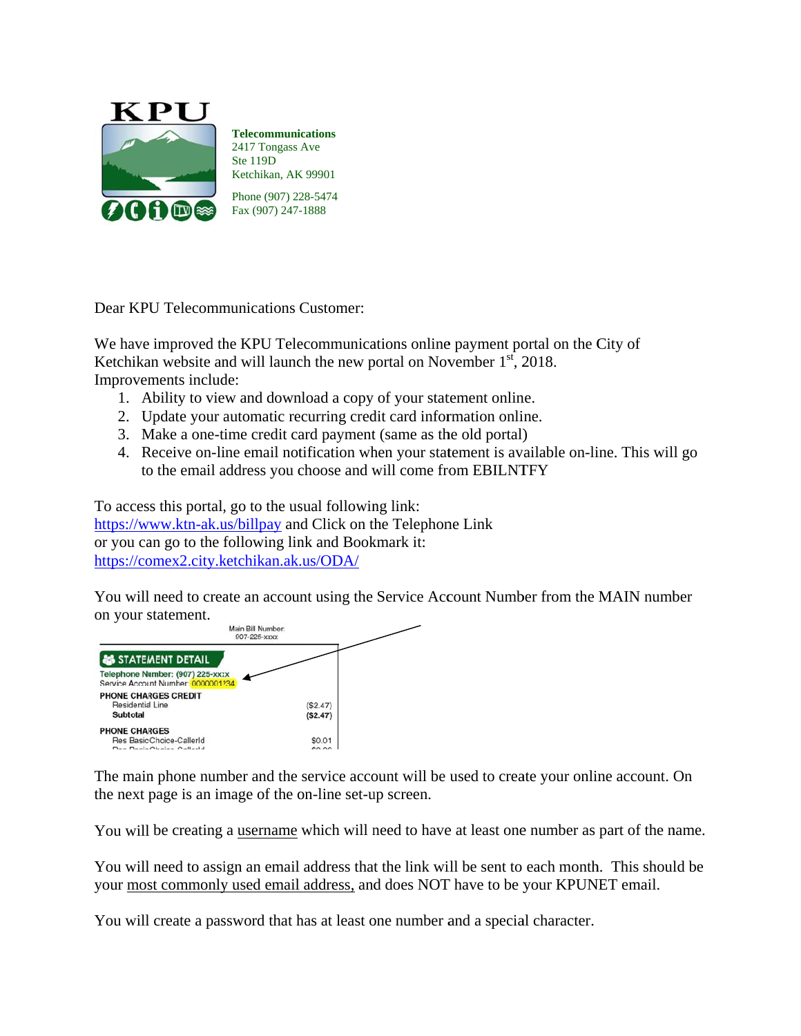**KPU**

**Telecommunications**
2417 Tongass Ave
Ste 119D
Ketchikan, AK 99901

Phone (907) 228-5474
Fax (907) 247-1888

Dear KPU Telecommunications Customer:

We have improved the KPU Telecommunications online payment portal on the City of Ketchikan website and will launch the new portal on November 1st, 2018.
Improvements include:

1. Ability to view and download a copy of your statement online.
2. Update your automatic recurring credit card information online.
3. Make a one-time credit card payment (same as the old portal)
4. Receive on-line email notification when your statement is available on-line. This will go to the email address you choose and will come from EBILNTFY

To access this portal, go to the usual following link:
https://www.ktn-ak.us/billpay and Click on the Telephone Link
or you can go to the following link and Bookmark it:
https://comex2.city.ketchikan.ak.us/ODA/

You will need to create an account using the Service Account Number from the MAIN number on your statement.

Main Bill Number:
907-225-xxxx

**STATEMENT DETAIL**
Telephone Number: (907) 225-xxxx
Service Account Number: 0000001234

| PHONE CHARGES CREDIT | |
|---|---|
| Residential Line | ($2.47) |
| **Subtotal** | **($2.47)** |
| **PHONE CHARGES** | |
| Res BasicChoice-CallerId | $0.01 |

The main phone number and the service account will be used to create your online account. On the next page is an image of the on-line set-up screen.

You will be creating a username which will need to have at least one number as part of the name.

You will need to assign an email address that the link will be sent to each month. This should be your most commonly used email address, and does NOT have to be your KPUNET email.

You will create a password that has at least one number and a special character.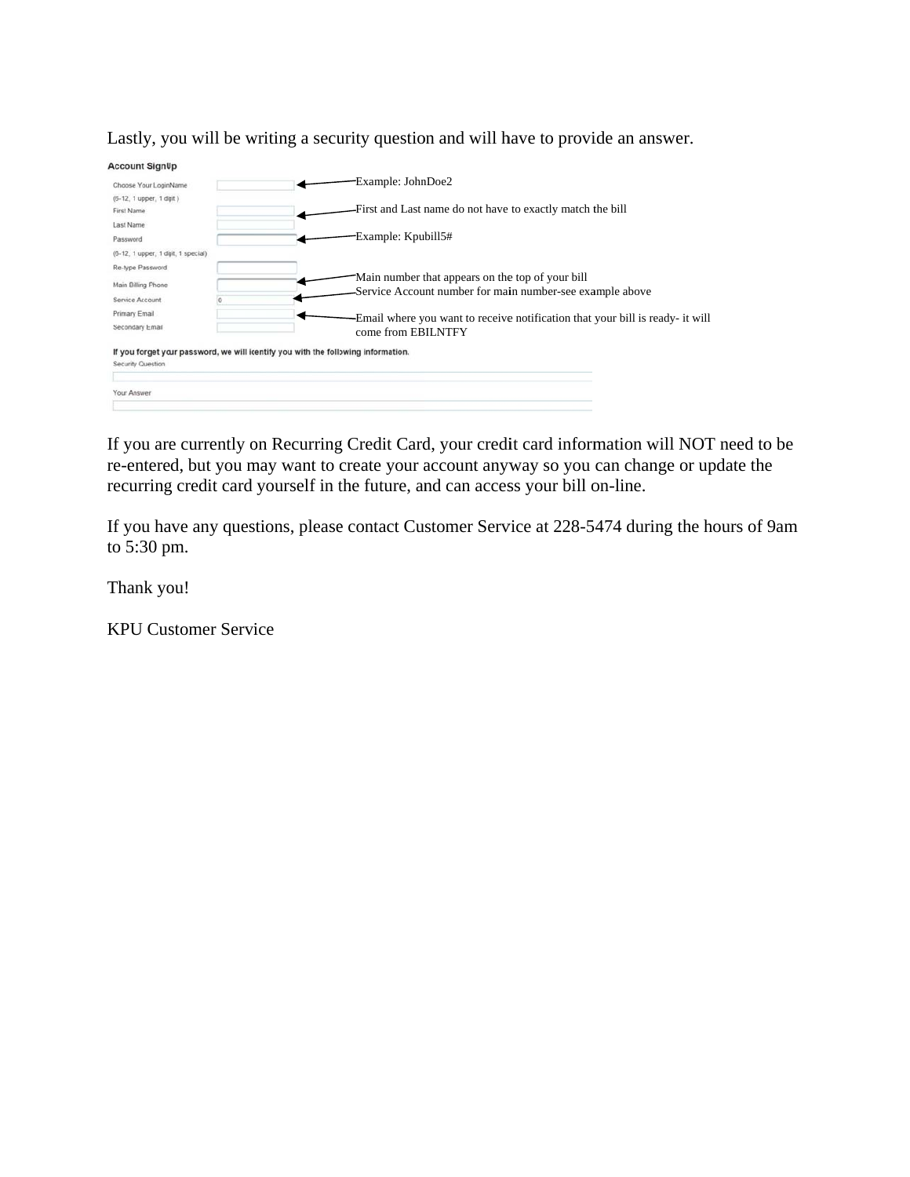Lastly, you will be writing a security question and will have to provide an answer.

**Account SignUp**

Choose Your LoginName (6-12, 1 upper, 1 digit) — Example: JohnDoe2

First Name / Last Name — First and Last name do not have to exactly match the bill

Password (6-12, 1 upper, 1 digit, 1 special) — Example: Kpubill5#

Re-type Password

Main Billing Phone — Main number that appears on the top of your bill

Service Account — Service Account number for main number-see example above

Primary Email — Email where you want to receive notification that your bill is ready- it will come from EBILNTFY

Secondary Email

**If you forget your password, we will identify you with the following information.**

Security Question

Your Answer

If you are currently on Recurring Credit Card, your credit card information will NOT need to be re-entered, but you may want to create your account anyway so you can change or update the recurring credit card yourself in the future, and can access your bill on-line.

If you have any questions, please contact Customer Service at 228-5474 during the hours of 9am to 5:30 pm.

Thank you!

KPU Customer Service